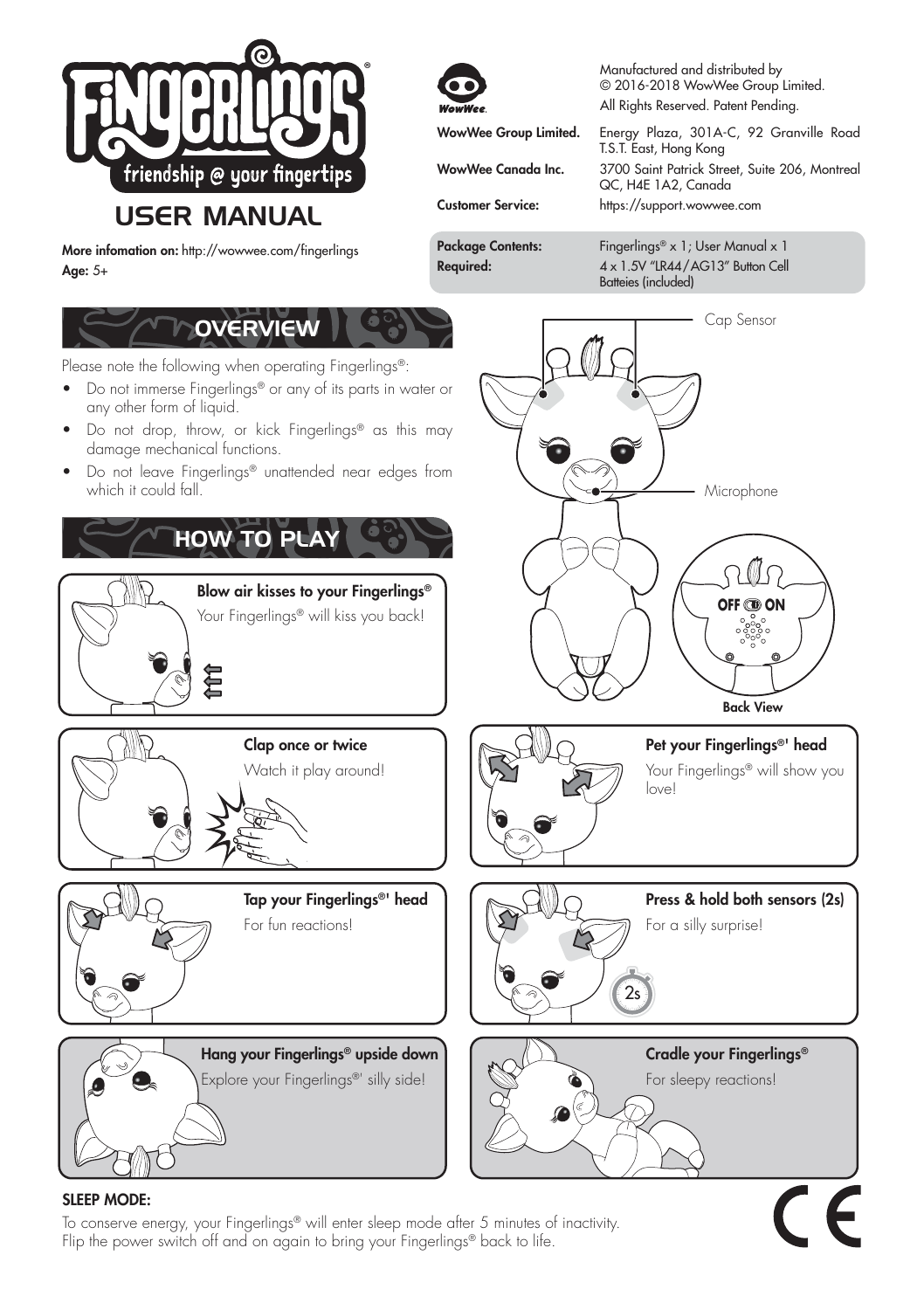# Fingerlings®

friendship @ your fingertips

## USER MANUAL

**More infomation on:** http://wowwee.com/fingerlings
**Age:** 5+

WowWee.

Manufactured and distributed by
© 2016-2018 WowWee Group Limited.
All Rights Reserved. Patent Pending.

**WowWee Group Limited.** Energy Plaza, 301A-C, 92 Granville Road T.S.T. East, Hong Kong

**WowWee Canada Inc.** 3700 Saint Patrick Street, Suite 206, Montreal QC, H4E 1A2, Canada

**Customer Service:** https://support.wowwee.com

**Package Contents:** Fingerlings® x 1; User Manual x 1
**Required:** 4 x 1.5V "LR44/AG13" Button Cell Batteies (included)

## OVERVIEW

Please note the following when operating Fingerlings®:

- Do not immerse Fingerlings® or any of its parts in water or any other form of liquid.
- Do not drop, throw, or kick Fingerlings® as this may damage mechanical functions.
- Do not leave Fingerlings® unattended near edges from which it could fall.

Cap Sensor

Microphone

OFF ON

**Back View**

## HOW TO PLAY

**Blow air kisses to your Fingerlings®**
Your Fingerlings® will kiss you back!

**Clap once or twice**
Watch it play around!

**Pet your Fingerlings®' head**
Your Fingerlings® will show you love!

**Tap your Fingerlings®' head**
For fun reactions!

**Press & hold both sensors (2s)**
For a silly surprise!

2s

**Hang your Fingerlings® upside down**
Explore your Fingerlings®' silly side!

**Cradle your Fingerlings®**
For sleepy reactions!

**SLEEP MODE:**

To conserve energy, your Fingerlings® will enter sleep mode after 5 minutes of inactivity.
Flip the power switch off and on again to bring your Fingerlings® back to life.

CE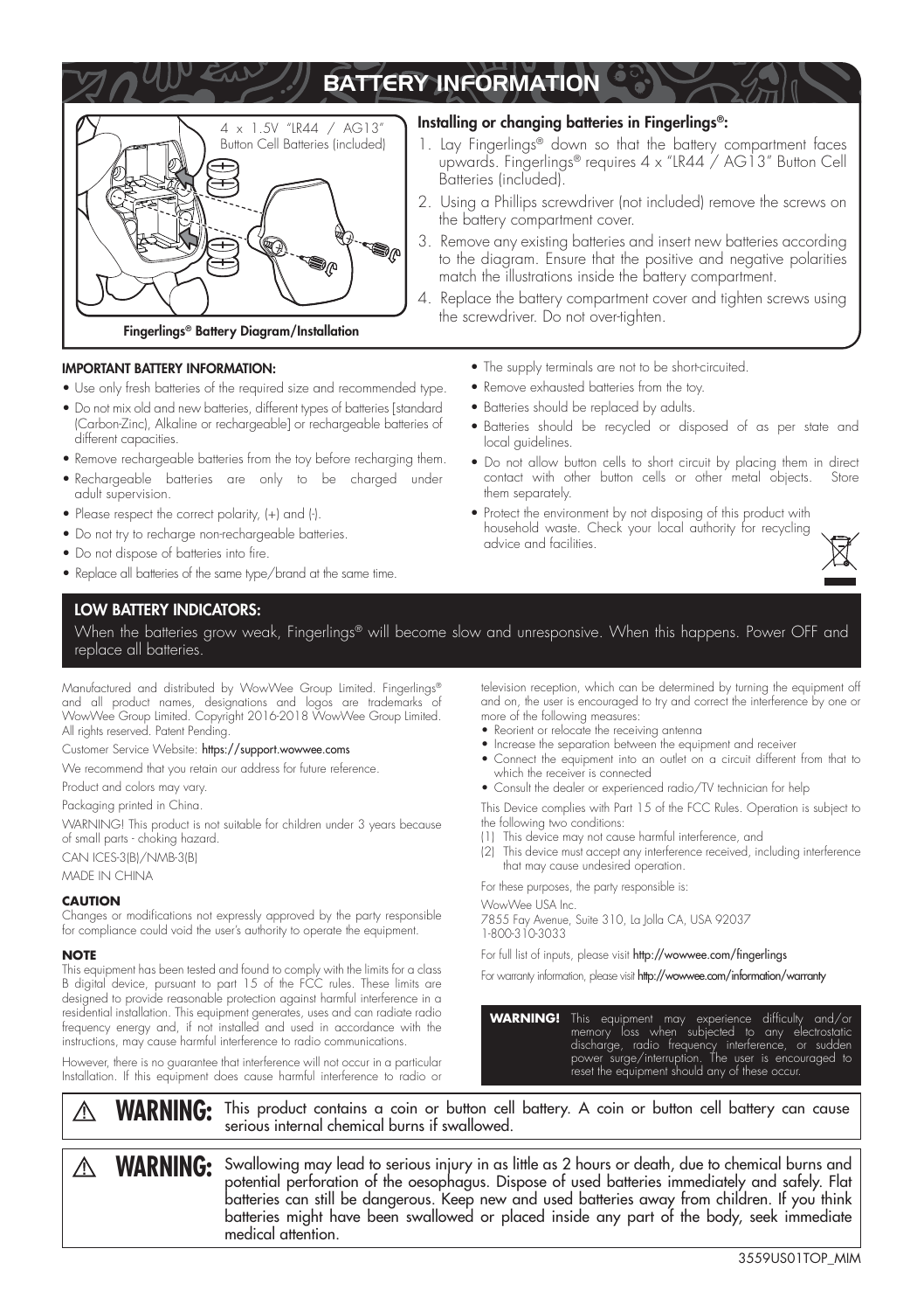# BATTERY INFORMATION

4 x 1.5V "LR44 / AG13" Button Cell Batteries (included)

Fingerlings® Battery Diagram/Installation

### Installing or changing batteries in Fingerlings®:

1. Lay Fingerlings® down so that the battery compartment faces upwards. Fingerlings® requires 4 x "LR44 / AG13" Button Cell Batteries (included).
2. Using a Phillips screwdriver (not included) remove the screws on the battery compartment cover.
3. Remove any existing batteries and insert new batteries according to the diagram. Ensure that the positive and negative polarities match the illustrations inside the battery compartment.
4. Replace the battery compartment cover and tighten screws using the screwdriver. Do not over-tighten.

### IMPORTANT BATTERY INFORMATION:

- Use only fresh batteries of the required size and recommended type.
- Do not mix old and new batteries, different types of batteries [standard (Carbon-Zinc), Alkaline or rechargeable] or rechargeable batteries of different capacities.
- Remove rechargeable batteries from the toy before recharging them.
- Rechargeable batteries are only to be charged under adult supervision.
- Please respect the correct polarity, (+) and (-).
- Do not try to recharge non-rechargeable batteries.
- Do not dispose of batteries into fire.
- Replace all batteries of the same type/brand at the same time.
- The supply terminals are not to be short-circuited.
- Remove exhausted batteries from the toy.
- Batteries should be replaced by adults.
- Batteries should be recycled or disposed of as per state and local guidelines.
- Do not allow button cells to short circuit by placing them in direct contact with other button cells or other metal objects. Store them separately.
- Protect the environment by not disposing of this product with household waste. Check your local authority for recycling advice and facilities.

### LOW BATTERY INDICATORS:

When the batteries grow weak, Fingerlings® will become slow and unresponsive. When this happens. Power OFF and replace all batteries.

Manufactured and distributed by WowWee Group Limited. Fingerlings® and all product names, designations and logos are trademarks of WowWee Group Limited. Copyright 2016-2018 WowWee Group Limited. All rights reserved. Patent Pending.

Customer Service Website: **https://support.wowwee.coms**

We recommend that you retain our address for future reference.

Product and colors may vary.

Packaging printed in China.

WARNING! This product is not suitable for children under 3 years because of small parts - choking hazard.

CAN ICES-3(B)/NMB-3(B)

MADE IN CHINA

#### CAUTION

Changes or modifications not expressly approved by the party responsible for compliance could void the user's authority to operate the equipment.

#### NOTE

This equipment has been tested and found to comply with the limits for a class B digital device, pursuant to part 15 of the FCC rules. These limits are designed to provide reasonable protection against harmful interference in a residential installation. This equipment generates, uses and can radiate radio frequency energy and, if not installed and used in accordance with the instructions, may cause harmful interference to radio communications.

However, there is no guarantee that interference will not occur in a particular Installation. If this equipment does cause harmful interference to radio or television reception, which can be determined by turning the equipment off and on, the user is encouraged to try and correct the interference by one or more of the following measures:

- Reorient or relocate the receiving antenna
- Increase the separation between the equipment and receiver
- Connect the equipment into an outlet on a circuit different from that to which the receiver is connected
- Consult the dealer or experienced radio/TV technician for help

This Device complies with Part 15 of the FCC Rules. Operation is subject to the following two conditions:

(1) This device may not cause harmful interference, and
(2) This device must accept any interference received, including interference that may cause undesired operation.

For these purposes, the party responsible is:

WowWee USA Inc.
7855 Fay Avenue, Suite 310, La Jolla CA, USA 92037
1-800-310-3033

For full list of inputs, please visit **http://wowwee.com/fingerlings**

For warranty information, please visit **http://wowwee.com/information/warranty**

**WARNING!** This equipment may experience difficulty and/or memory loss when subjected to any electrostatic discharge, radio frequency interference, or sudden power surge/interruption. The user is encouraged to reset the equipment should any of these occur.

⚠ **WARNING:** This product contains a coin or button cell battery. A coin or button cell battery can cause serious internal chemical burns if swallowed.

⚠ **WARNING:** Swallowing may lead to serious injury in as little as 2 hours or death, due to chemical burns and potential perforation of the oesophagus. Dispose of used batteries immediately and safely. Flat batteries can still be dangerous. Keep new and used batteries away from children. If you think batteries might have been swallowed or placed inside any part of the body, seek immediate medical attention.

3559US01TOP_MIM